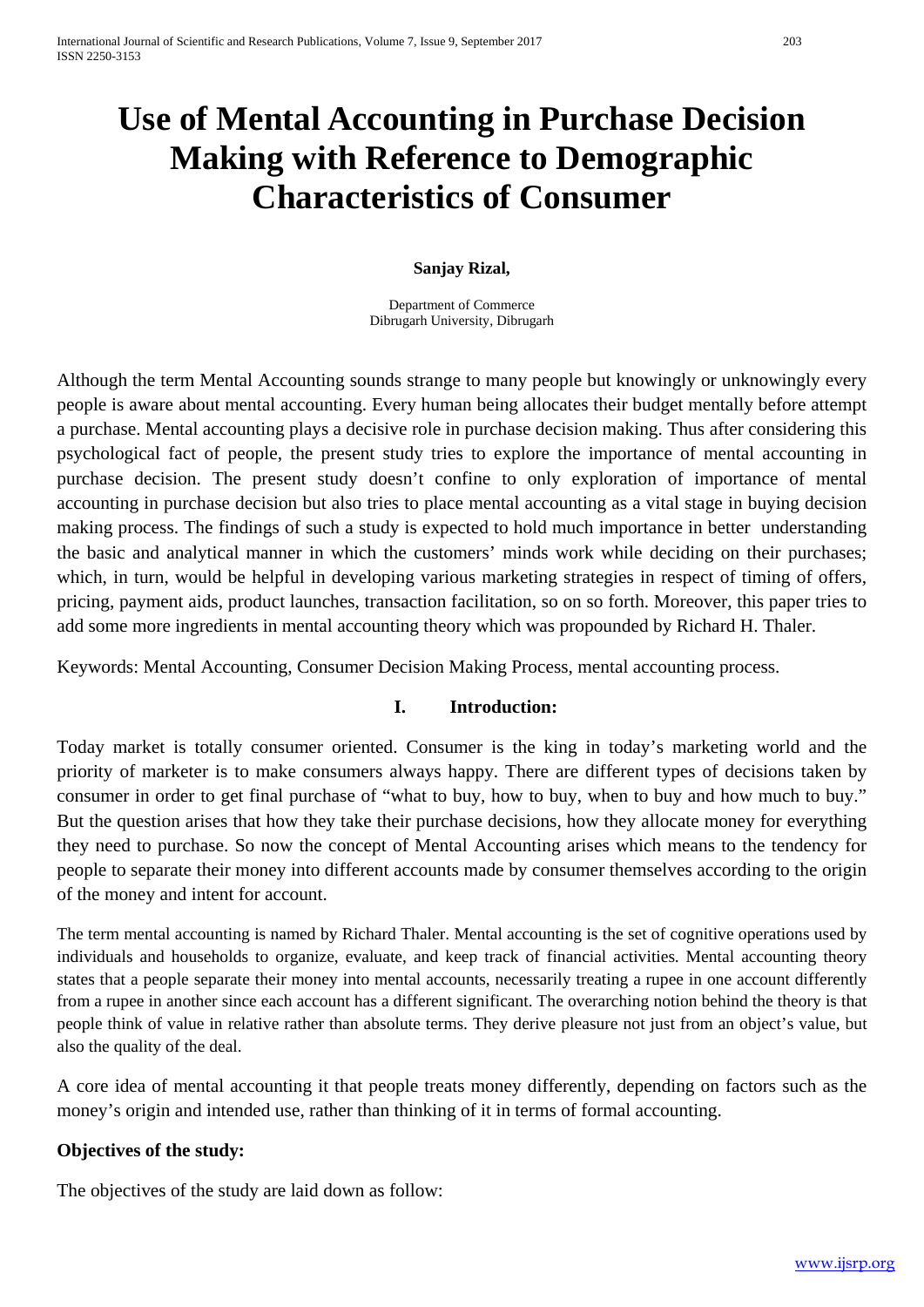# Use of Mental Accounting in Purchase Decision Making with Reference to Demographic Characteristics of Consumer

**Sanjay Rizal,**

Department of Commerce
Dibrugarh University, Dibrugarh

Although the term Mental Accounting sounds strange to many people but knowingly or unknowingly every people is aware about mental accounting. Every human being allocates their budget mentally before attempt a purchase. Mental accounting plays a decisive role in purchase decision making. Thus after considering this psychological fact of people, the present study tries to explore the importance of mental accounting in purchase decision. The present study doesn't confine to only exploration of importance of mental accounting in purchase decision but also tries to place mental accounting as a vital stage in buying decision making process. The findings of such a study is expected to hold much importance in better understanding the basic and analytical manner in which the customers' minds work while deciding on their purchases; which, in turn, would be helpful in developing various marketing strategies in respect of timing of offers, pricing, payment aids, product launches, transaction facilitation, so on so forth. Moreover, this paper tries to add some more ingredients in mental accounting theory which was propounded by Richard H. Thaler.

Keywords: Mental Accounting, Consumer Decision Making Process, mental accounting process.

## I. Introduction:

Today market is totally consumer oriented. Consumer is the king in today's marketing world and the priority of marketer is to make consumers always happy. There are different types of decisions taken by consumer in order to get final purchase of "what to buy, how to buy, when to buy and how much to buy." But the question arises that how they take their purchase decisions, how they allocate money for everything they need to purchase. So now the concept of Mental Accounting arises which means to the tendency for people to separate their money into different accounts made by consumer themselves according to the origin of the money and intent for account.

The term mental accounting is named by Richard Thaler. Mental accounting is the set of cognitive operations used by individuals and households to organize, evaluate, and keep track of financial activities. Mental accounting theory states that a people separate their money into mental accounts, necessarily treating a rupee in one account differently from a rupee in another since each account has a different significant. The overarching notion behind the theory is that people think of value in relative rather than absolute terms. They derive pleasure not just from an object's value, but also the quality of the deal.

A core idea of mental accounting it that people treats money differently, depending on factors such as the money's origin and intended use, rather than thinking of it in terms of formal accounting.

**Objectives of the study:**

The objectives of the study are laid down as follow: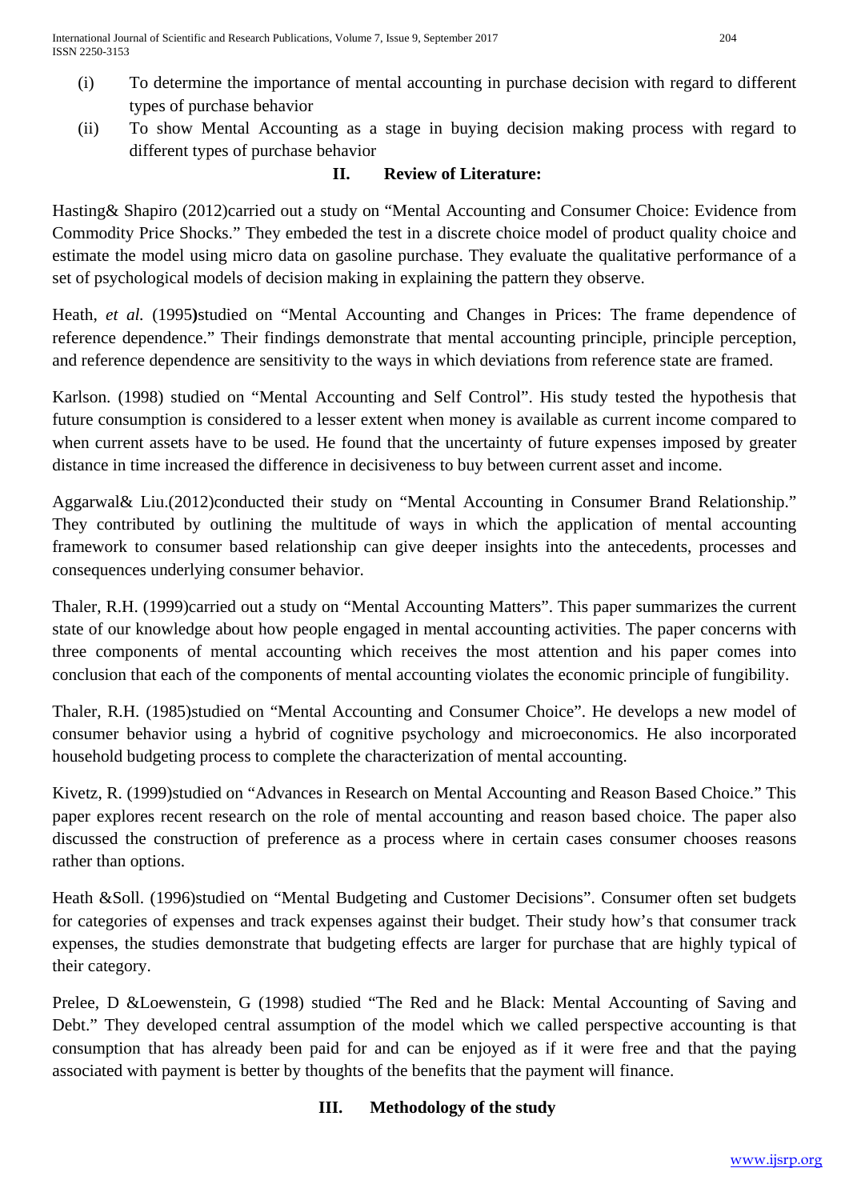(i) To determine the importance of mental accounting in purchase decision with regard to different types of purchase behavior

(ii) To show Mental Accounting as a stage in buying decision making process with regard to different types of purchase behavior

## II. Review of Literature:

Hasting& Shapiro (2012)carried out a study on "Mental Accounting and Consumer Choice: Evidence from Commodity Price Shocks." They embeded the test in a discrete choice model of product quality choice and estimate the model using micro data on gasoline purchase. They evaluate the qualitative performance of a set of psychological models of decision making in explaining the pattern they observe.

Heath, *et al.* (1995**)**studied on "Mental Accounting and Changes in Prices: The frame dependence of reference dependence." Their findings demonstrate that mental accounting principle, principle perception, and reference dependence are sensitivity to the ways in which deviations from reference state are framed.

Karlson. (1998) studied on "Mental Accounting and Self Control". His study tested the hypothesis that future consumption is considered to a lesser extent when money is available as current income compared to when current assets have to be used. He found that the uncertainty of future expenses imposed by greater distance in time increased the difference in decisiveness to buy between current asset and income.

Aggarwal& Liu.(2012)conducted their study on "Mental Accounting in Consumer Brand Relationship." They contributed by outlining the multitude of ways in which the application of mental accounting framework to consumer based relationship can give deeper insights into the antecedents, processes and consequences underlying consumer behavior.

Thaler, R.H. (1999)carried out a study on "Mental Accounting Matters". This paper summarizes the current state of our knowledge about how people engaged in mental accounting activities. The paper concerns with three components of mental accounting which receives the most attention and his paper comes into conclusion that each of the components of mental accounting violates the economic principle of fungibility.

Thaler, R.H. (1985)studied on "Mental Accounting and Consumer Choice". He develops a new model of consumer behavior using a hybrid of cognitive psychology and microeconomics. He also incorporated household budgeting process to complete the characterization of mental accounting.

Kivetz, R. (1999)studied on "Advances in Research on Mental Accounting and Reason Based Choice." This paper explores recent research on the role of mental accounting and reason based choice. The paper also discussed the construction of preference as a process where in certain cases consumer chooses reasons rather than options.

Heath &Soll. (1996)studied on "Mental Budgeting and Customer Decisions". Consumer often set budgets for categories of expenses and track expenses against their budget. Their study how's that consumer track expenses, the studies demonstrate that budgeting effects are larger for purchase that are highly typical of their category.

Prelee, D &Loewenstein, G (1998) studied "The Red and he Black: Mental Accounting of Saving and Debt." They developed central assumption of the model which we called perspective accounting is that consumption that has already been paid for and can be enjoyed as if it were free and that the paying associated with payment is better by thoughts of the benefits that the payment will finance.

## III. Methodology of the study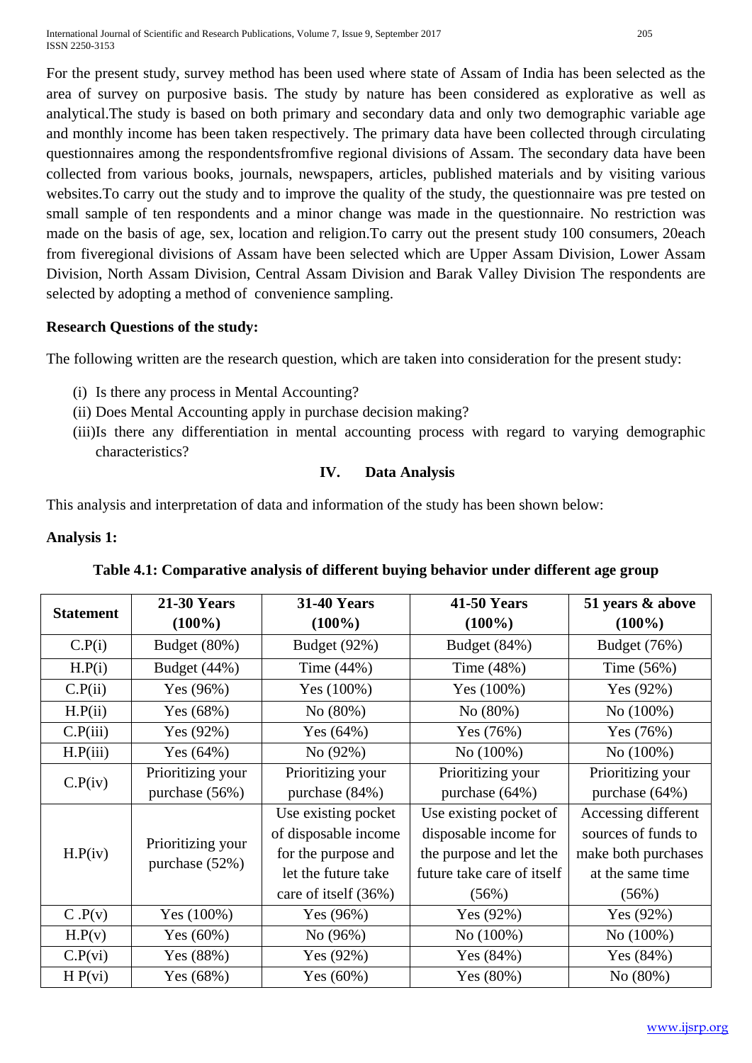For the present study, survey method has been used where state of Assam of India has been selected as the area of survey on purposive basis. The study by nature has been considered as explorative as well as analytical.The study is based on both primary and secondary data and only two demographic variable age and monthly income has been taken respectively. The primary data have been collected through circulating questionnaires among the respondentsfromfive regional divisions of Assam. The secondary data have been collected from various books, journals, newspapers, articles, published materials and by visiting various websites.To carry out the study and to improve the quality of the study, the questionnaire was pre tested on small sample of ten respondents and a minor change was made in the questionnaire. No restriction was made on the basis of age, sex, location and religion.To carry out the present study 100 consumers, 20each from fiveregional divisions of Assam have been selected which are Upper Assam Division, Lower Assam Division, North Assam Division, Central Assam Division and Barak Valley Division The respondents are selected by adopting a method of convenience sampling.

**Research Questions of the study:**

The following written are the research question, which are taken into consideration for the present study:

(i) Is there any process in Mental Accounting?
(ii) Does Mental Accounting apply in purchase decision making?
(iii)Is there any differentiation in mental accounting process with regard to varying demographic characteristics?

## IV. Data Analysis

This analysis and interpretation of data and information of the study has been shown below:

**Analysis 1:**

**Table 4.1: Comparative analysis of different buying behavior under different age group**

| Statement | 21-30 Years (100%) | 31-40 Years (100%) | 41-50 Years (100%) | 51 years & above (100%) |
|---|---|---|---|---|
| C.P(i) | Budget (80%) | Budget (92%) | Budget (84%) | Budget (76%) |
| H.P(i) | Budget (44%) | Time (44%) | Time (48%) | Time (56%) |
| C.P(ii) | Yes (96%) | Yes (100%) | Yes (100%) | Yes (92%) |
| H.P(ii) | Yes (68%) | No (80%) | No (80%) | No (100%) |
| C.P(iii) | Yes (92%) | Yes (64%) | Yes (76%) | Yes (76%) |
| H.P(iii) | Yes (64%) | No (92%) | No (100%) | No (100%) |
| C.P(iv) | Prioritizing your purchase (56%) | Prioritizing your purchase (84%) | Prioritizing your purchase (64%) | Prioritizing your purchase (64%) |
| H.P(iv) | Prioritizing your purchase (52%) | Use existing pocket of disposable income for the purpose and let the future take care of itself (36%) | Use existing pocket of disposable income for the purpose and let the future take care of itself (56%) | Accessing different sources of funds to make both purchases at the same time (56%) |
| C .P(v) | Yes (100%) | Yes (96%) | Yes (92%) | Yes (92%) |
| H.P(v) | Yes (60%) | No (96%) | No (100%) | No (100%) |
| C.P(vi) | Yes (88%) | Yes (92%) | Yes (84%) | Yes (84%) |
| H P(vi) | Yes (68%) | Yes (60%) | Yes (80%) | No (80%) |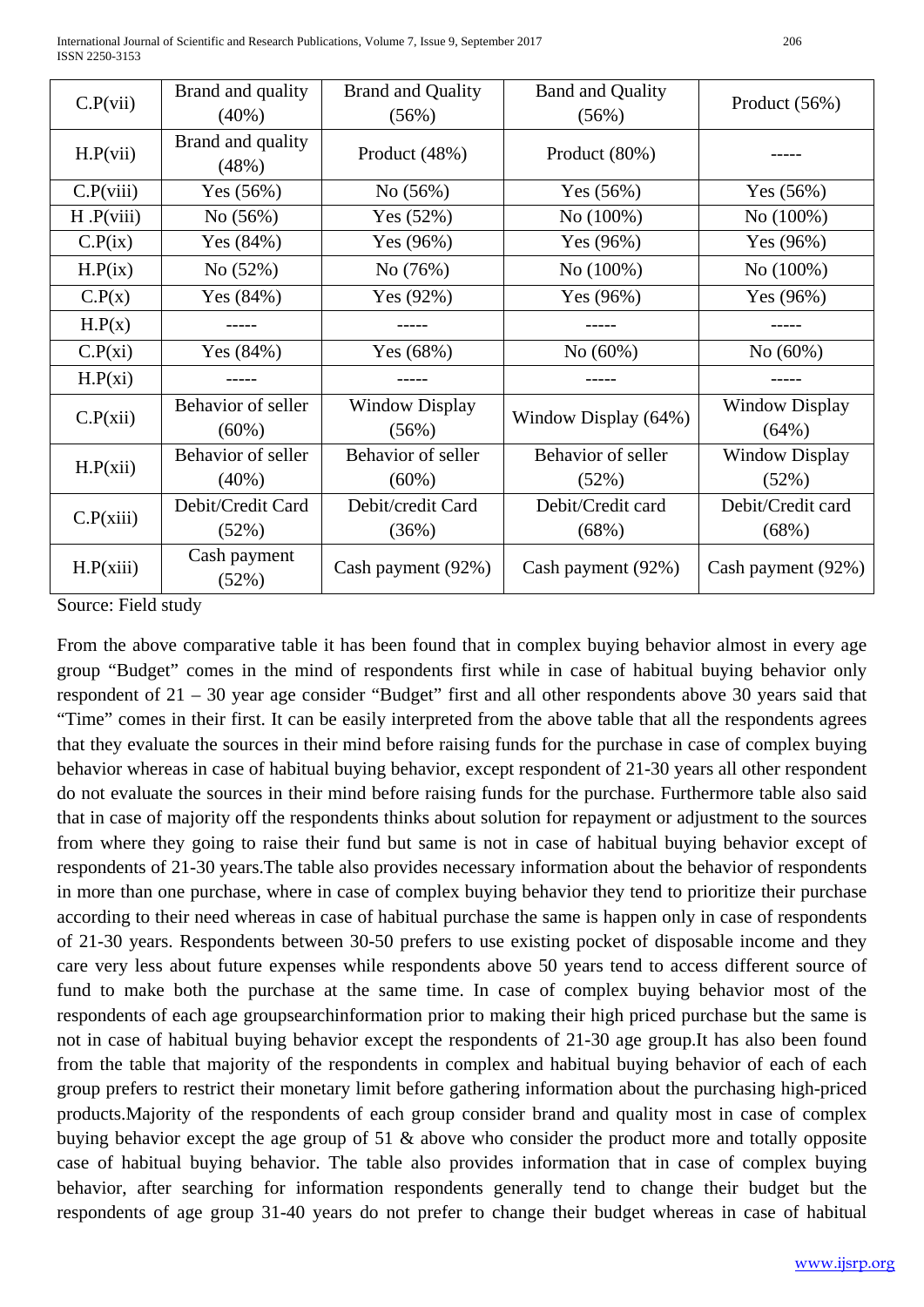| | | | | |
|---|---|---|---|---|
| C.P(vii) | Brand and quality (40%) | Brand and Quality (56%) | Band and Quality (56%) | Product (56%) |
| H.P(vii) | Brand and quality (48%) | Product (48%) | Product (80%) | ----- |
| C.P(viii) | Yes (56%) | No (56%) | Yes (56%) | Yes (56%) |
| H .P(viii) | No (56%) | Yes (52%) | No (100%) | No (100%) |
| C.P(ix) | Yes (84%) | Yes (96%) | Yes (96%) | Yes (96%) |
| H.P(ix) | No (52%) | No (76%) | No (100%) | No (100%) |
| C.P(x) | Yes (84%) | Yes (92%) | Yes (96%) | Yes (96%) |
| H.P(x) | ----- | ----- | ----- | ----- |
| C.P(xi) | Yes (84%) | Yes (68%) | No (60%) | No (60%) |
| H.P(xi) | ----- | ----- | ----- | ----- |
| C.P(xii) | Behavior of seller (60%) | Window Display (56%) | Window Display (64%) | Window Display (64%) |
| H.P(xii) | Behavior of seller (40%) | Behavior of seller (60%) | Behavior of seller (52%) | Window Display (52%) |
| C.P(xiii) | Debit/Credit Card (52%) | Debit/credit Card (36%) | Debit/Credit card (68%) | Debit/Credit card (68%) |
| H.P(xiii) | Cash payment (52%) | Cash payment (92%) | Cash payment (92%) | Cash payment (92%) |

Source: Field study

From the above comparative table it has been found that in complex buying behavior almost in every age group "Budget" comes in the mind of respondents first while in case of habitual buying behavior only respondent of 21 – 30 year age consider "Budget" first and all other respondents above 30 years said that "Time" comes in their first. It can be easily interpreted from the above table that all the respondents agrees that they evaluate the sources in their mind before raising funds for the purchase in case of complex buying behavior whereas in case of habitual buying behavior, except respondent of 21-30 years all other respondent do not evaluate the sources in their mind before raising funds for the purchase. Furthermore table also said that in case of majority off the respondents thinks about solution for repayment or adjustment to the sources from where they going to raise their fund but same is not in case of habitual buying behavior except of respondents of 21-30 years.The table also provides necessary information about the behavior of respondents in more than one purchase, where in case of complex buying behavior they tend to prioritize their purchase according to their need whereas in case of habitual purchase the same is happen only in case of respondents of 21-30 years. Respondents between 30-50 prefers to use existing pocket of disposable income and they care very less about future expenses while respondents above 50 years tend to access different source of fund to make both the purchase at the same time. In case of complex buying behavior most of the respondents of each age groupsearchinformation prior to making their high priced purchase but the same is not in case of habitual buying behavior except the respondents of 21-30 age group.It has also been found from the table that majority of the respondents in complex and habitual buying behavior of each of each group prefers to restrict their monetary limit before gathering information about the purchasing high-priced products.Majority of the respondents of each group consider brand and quality most in case of complex buying behavior except the age group of 51 & above who consider the product more and totally opposite case of habitual buying behavior. The table also provides information that in case of complex buying behavior, after searching for information respondents generally tend to change their budget but the respondents of age group 31-40 years do not prefer to change their budget whereas in case of habitual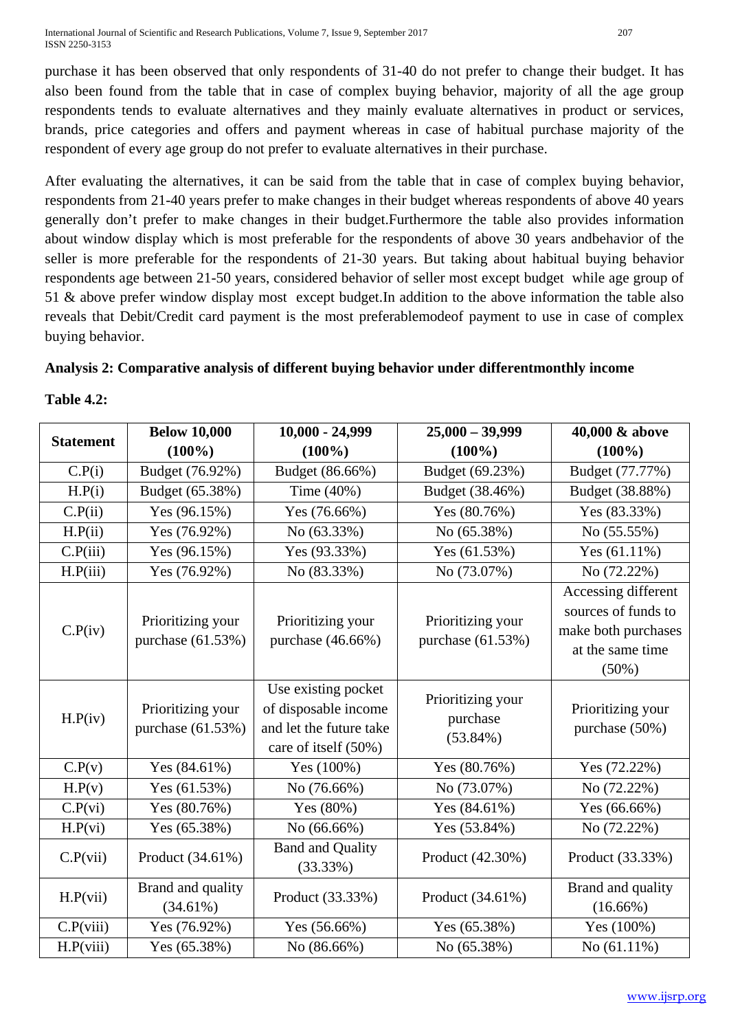purchase it has been observed that only respondents of 31-40 do not prefer to change their budget. It has also been found from the table that in case of complex buying behavior, majority of all the age group respondents tends to evaluate alternatives and they mainly evaluate alternatives in product or services, brands, price categories and offers and payment whereas in case of habitual purchase majority of the respondent of every age group do not prefer to evaluate alternatives in their purchase.

After evaluating the alternatives, it can be said from the table that in case of complex buying behavior, respondents from 21-40 years prefer to make changes in their budget whereas respondents of above 40 years generally don't prefer to make changes in their budget.Furthermore the table also provides information about window display which is most preferable for the respondents of above 30 years andbehavior of the seller is more preferable for the respondents of 21-30 years. But taking about habitual buying behavior respondents age between 21-50 years, considered behavior of seller most except budget while age group of 51 & above prefer window display most except budget.In addition to the above information the table also reveals that Debit/Credit card payment is the most preferablemodeof payment to use in case of complex buying behavior.

**Analysis 2: Comparative analysis of different buying behavior under differentmonthly income**

**Table 4.2:**

| Statement | Below 10,000 (100%) | 10,000 - 24,999 (100%) | 25,000 – 39,999 (100%) | 40,000 & above (100%) |
|---|---|---|---|---|
| C.P(i) | Budget (76.92%) | Budget (86.66%) | Budget (69.23%) | Budget (77.77%) |
| H.P(i) | Budget (65.38%) | Time (40%) | Budget (38.46%) | Budget (38.88%) |
| C.P(ii) | Yes (96.15%) | Yes (76.66%) | Yes (80.76%) | Yes (83.33%) |
| H.P(ii) | Yes (76.92%) | No (63.33%) | No (65.38%) | No (55.55%) |
| C.P(iii) | Yes (96.15%) | Yes (93.33%) | Yes (61.53%) | Yes (61.11%) |
| H.P(iii) | Yes (76.92%) | No (83.33%) | No (73.07%) | No (72.22%) |
| C.P(iv) | Prioritizing your purchase (61.53%) | Prioritizing your purchase (46.66%) | Prioritizing your purchase (61.53%) | Accessing different sources of funds to make both purchases at the same time (50%) |
| H.P(iv) | Prioritizing your purchase (61.53%) | Use existing pocket of disposable income and let the future take care of itself (50%) | Prioritizing your purchase (53.84%) | Prioritizing your purchase (50%) |
| C.P(v) | Yes (84.61%) | Yes (100%) | Yes (80.76%) | Yes (72.22%) |
| H.P(v) | Yes (61.53%) | No (76.66%) | No (73.07%) | No (72.22%) |
| C.P(vi) | Yes (80.76%) | Yes (80%) | Yes (84.61%) | Yes (66.66%) |
| H.P(vi) | Yes (65.38%) | No (66.66%) | Yes (53.84%) | No (72.22%) |
| C.P(vii) | Product (34.61%) | Band and Quality (33.33%) | Product (42.30%) | Product (33.33%) |
| H.P(vii) | Brand and quality (34.61%) | Product (33.33%) | Product (34.61%) | Brand and quality (16.66%) |
| C.P(viii) | Yes (76.92%) | Yes (56.66%) | Yes (65.38%) | Yes (100%) |
| H.P(viii) | Yes (65.38%) | No (86.66%) | No (65.38%) | No (61.11%) |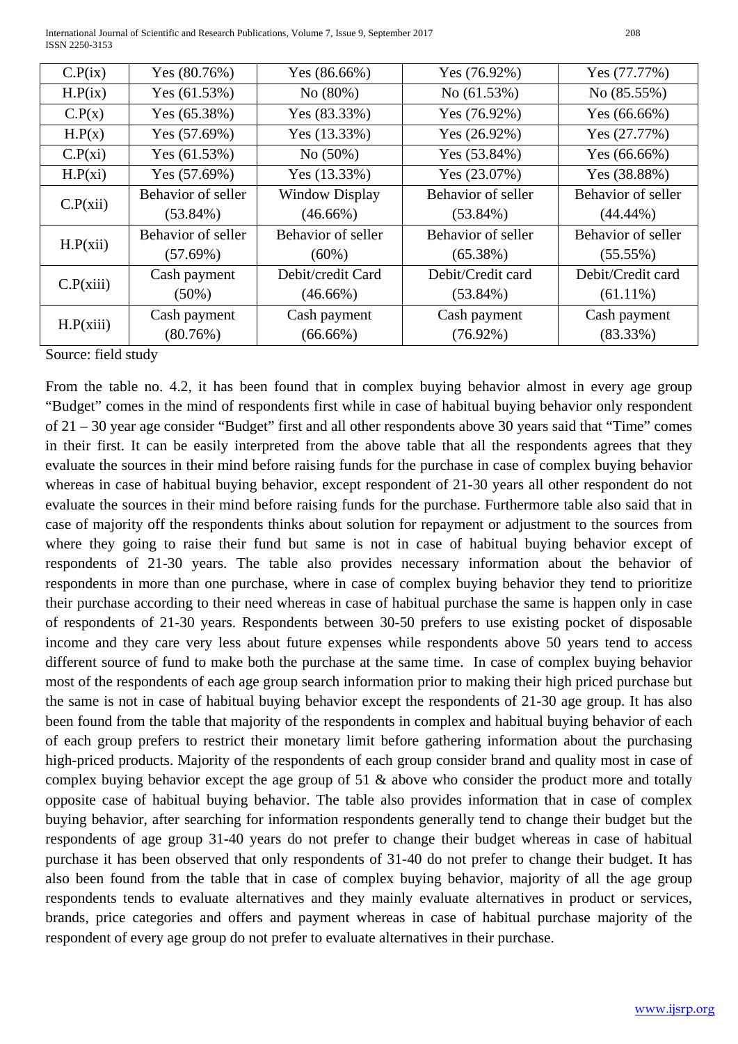| | | | | |
|---|---|---|---|---|
| C.P(ix) | Yes (80.76%) | Yes (86.66%) | Yes (76.92%) | Yes (77.77%) |
| H.P(ix) | Yes (61.53%) | No (80%) | No (61.53%) | No (85.55%) |
| C.P(x) | Yes (65.38%) | Yes (83.33%) | Yes (76.92%) | Yes (66.66%) |
| H.P(x) | Yes (57.69%) | Yes (13.33%) | Yes (26.92%) | Yes (27.77%) |
| C.P(xi) | Yes (61.53%) | No (50%) | Yes (53.84%) | Yes (66.66%) |
| H.P(xi) | Yes (57.69%) | Yes (13.33%) | Yes (23.07%) | Yes (38.88%) |
| C.P(xii) | Behavior of seller (53.84%) | Window Display (46.66%) | Behavior of seller (53.84%) | Behavior of seller (44.44%) |
| H.P(xii) | Behavior of seller (57.69%) | Behavior of seller (60%) | Behavior of seller (65.38%) | Behavior of seller (55.55%) |
| C.P(xiii) | Cash payment (50%) | Debit/credit Card (46.66%) | Debit/Credit card (53.84%) | Debit/Credit card (61.11%) |
| H.P(xiii) | Cash payment (80.76%) | Cash payment (66.66%) | Cash payment (76.92%) | Cash payment (83.33%) |

Source: field study

From the table no. 4.2, it has been found that in complex buying behavior almost in every age group "Budget" comes in the mind of respondents first while in case of habitual buying behavior only respondent of 21 – 30 year age consider "Budget" first and all other respondents above 30 years said that "Time" comes in their first. It can be easily interpreted from the above table that all the respondents agrees that they evaluate the sources in their mind before raising funds for the purchase in case of complex buying behavior whereas in case of habitual buying behavior, except respondent of 21-30 years all other respondent do not evaluate the sources in their mind before raising funds for the purchase. Furthermore table also said that in case of majority off the respondents thinks about solution for repayment or adjustment to the sources from where they going to raise their fund but same is not in case of habitual buying behavior except of respondents of 21-30 years. The table also provides necessary information about the behavior of respondents in more than one purchase, where in case of complex buying behavior they tend to prioritize their purchase according to their need whereas in case of habitual purchase the same is happen only in case of respondents of 21-30 years. Respondents between 30-50 prefers to use existing pocket of disposable income and they care very less about future expenses while respondents above 50 years tend to access different source of fund to make both the purchase at the same time. In case of complex buying behavior most of the respondents of each age group search information prior to making their high priced purchase but the same is not in case of habitual buying behavior except the respondents of 21-30 age group. It has also been found from the table that majority of the respondents in complex and habitual buying behavior of each of each group prefers to restrict their monetary limit before gathering information about the purchasing high-priced products. Majority of the respondents of each group consider brand and quality most in case of complex buying behavior except the age group of 51 & above who consider the product more and totally opposite case of habitual buying behavior. The table also provides information that in case of complex buying behavior, after searching for information respondents generally tend to change their budget but the respondents of age group 31-40 years do not prefer to change their budget whereas in case of habitual purchase it has been observed that only respondents of 31-40 do not prefer to change their budget. It has also been found from the table that in case of complex buying behavior, majority of all the age group respondents tends to evaluate alternatives and they mainly evaluate alternatives in product or services, brands, price categories and offers and payment whereas in case of habitual purchase majority of the respondent of every age group do not prefer to evaluate alternatives in their purchase.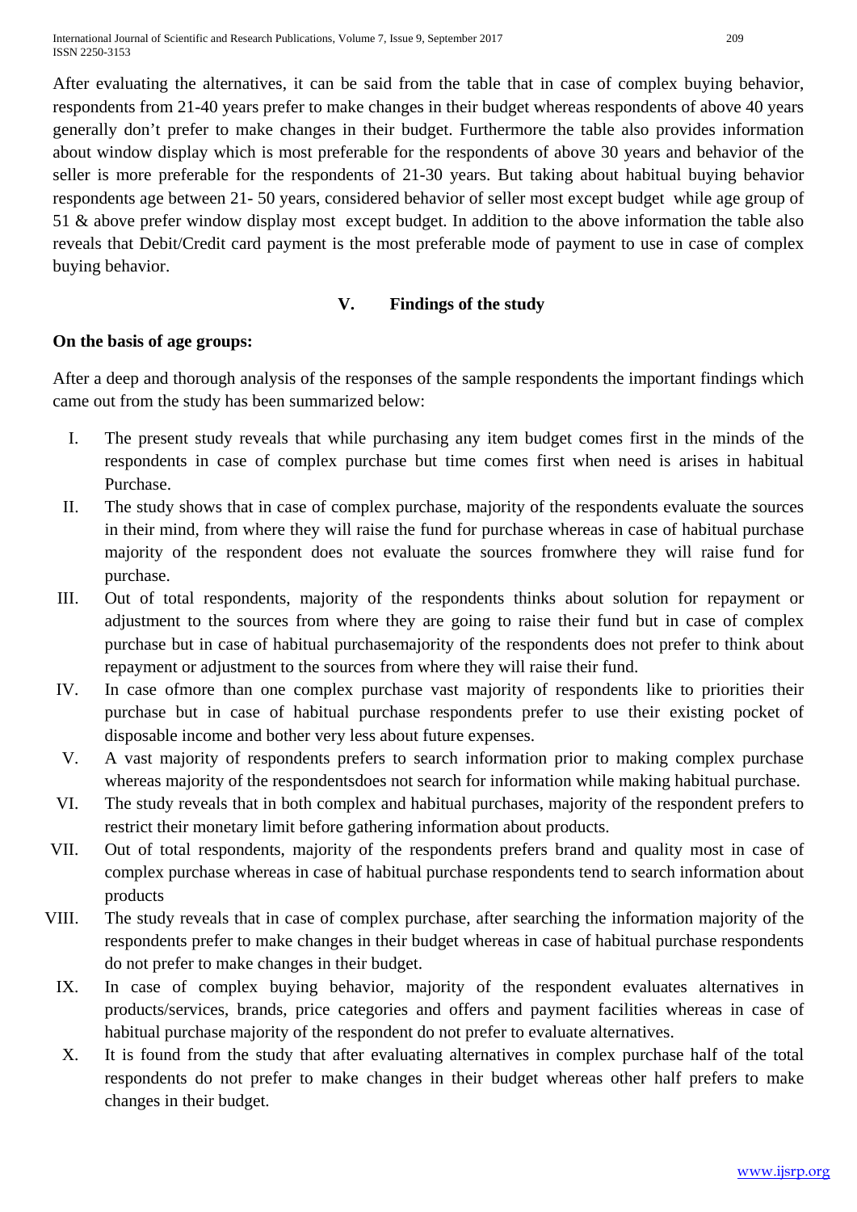After evaluating the alternatives, it can be said from the table that in case of complex buying behavior, respondents from 21-40 years prefer to make changes in their budget whereas respondents of above 40 years generally don't prefer to make changes in their budget. Furthermore the table also provides information about window display which is most preferable for the respondents of above 30 years and behavior of the seller is more preferable for the respondents of 21-30 years. But taking about habitual buying behavior respondents age between 21- 50 years, considered behavior of seller most except budget while age group of 51 & above prefer window display most except budget. In addition to the above information the table also reveals that Debit/Credit card payment is the most preferable mode of payment to use in case of complex buying behavior.

## V. Findings of the study

**On the basis of age groups:**

After a deep and thorough analysis of the responses of the sample respondents the important findings which came out from the study has been summarized below:

I. The present study reveals that while purchasing any item budget comes first in the minds of the respondents in case of complex purchase but time comes first when need is arises in habitual Purchase.

II. The study shows that in case of complex purchase, majority of the respondents evaluate the sources in their mind, from where they will raise the fund for purchase whereas in case of habitual purchase majority of the respondent does not evaluate the sources fromwhere they will raise fund for purchase.

III. Out of total respondents, majority of the respondents thinks about solution for repayment or adjustment to the sources from where they are going to raise their fund but in case of complex purchase but in case of habitual purchasemajority of the respondents does not prefer to think about repayment or adjustment to the sources from where they will raise their fund.

IV. In case ofmore than one complex purchase vast majority of respondents like to priorities their purchase but in case of habitual purchase respondents prefer to use their existing pocket of disposable income and bother very less about future expenses.

V. A vast majority of respondents prefers to search information prior to making complex purchase whereas majority of the respondentsdoes not search for information while making habitual purchase.

VI. The study reveals that in both complex and habitual purchases, majority of the respondent prefers to restrict their monetary limit before gathering information about products.

VII. Out of total respondents, majority of the respondents prefers brand and quality most in case of complex purchase whereas in case of habitual purchase respondents tend to search information about products

VIII. The study reveals that in case of complex purchase, after searching the information majority of the respondents prefer to make changes in their budget whereas in case of habitual purchase respondents do not prefer to make changes in their budget.

IX. In case of complex buying behavior, majority of the respondent evaluates alternatives in products/services, brands, price categories and offers and payment facilities whereas in case of habitual purchase majority of the respondent do not prefer to evaluate alternatives.

X. It is found from the study that after evaluating alternatives in complex purchase half of the total respondents do not prefer to make changes in their budget whereas other half prefers to make changes in their budget.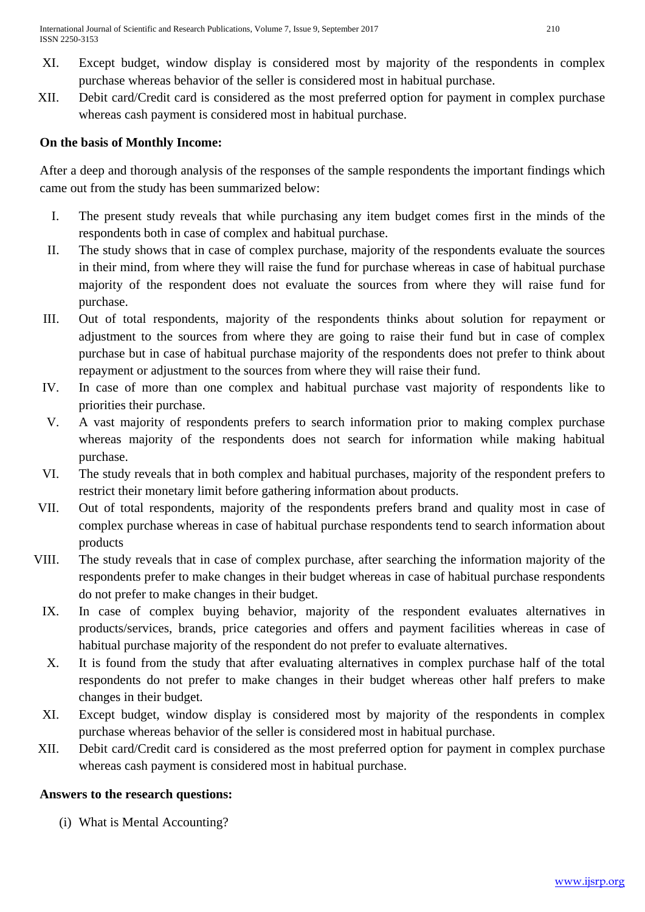XI. Except budget, window display is considered most by majority of the respondents in complex purchase whereas behavior of the seller is considered most in habitual purchase.

XII. Debit card/Credit card is considered as the most preferred option for payment in complex purchase whereas cash payment is considered most in habitual purchase.

**On the basis of Monthly Income:**

After a deep and thorough analysis of the responses of the sample respondents the important findings which came out from the study has been summarized below:

I. The present study reveals that while purchasing any item budget comes first in the minds of the respondents both in case of complex and habitual purchase.

II. The study shows that in case of complex purchase, majority of the respondents evaluate the sources in their mind, from where they will raise the fund for purchase whereas in case of habitual purchase majority of the respondent does not evaluate the sources from where they will raise fund for purchase.

III. Out of total respondents, majority of the respondents thinks about solution for repayment or adjustment to the sources from where they are going to raise their fund but in case of complex purchase but in case of habitual purchase majority of the respondents does not prefer to think about repayment or adjustment to the sources from where they will raise their fund.

IV. In case of more than one complex and habitual purchase vast majority of respondents like to priorities their purchase.

V. A vast majority of respondents prefers to search information prior to making complex purchase whereas majority of the respondents does not search for information while making habitual purchase.

VI. The study reveals that in both complex and habitual purchases, majority of the respondent prefers to restrict their monetary limit before gathering information about products.

VII. Out of total respondents, majority of the respondents prefers brand and quality most in case of complex purchase whereas in case of habitual purchase respondents tend to search information about products

VIII. The study reveals that in case of complex purchase, after searching the information majority of the respondents prefer to make changes in their budget whereas in case of habitual purchase respondents do not prefer to make changes in their budget.

IX. In case of complex buying behavior, majority of the respondent evaluates alternatives in products/services, brands, price categories and offers and payment facilities whereas in case of habitual purchase majority of the respondent do not prefer to evaluate alternatives.

X. It is found from the study that after evaluating alternatives in complex purchase half of the total respondents do not prefer to make changes in their budget whereas other half prefers to make changes in their budget.

XI. Except budget, window display is considered most by majority of the respondents in complex purchase whereas behavior of the seller is considered most in habitual purchase.

XII. Debit card/Credit card is considered as the most preferred option for payment in complex purchase whereas cash payment is considered most in habitual purchase.

**Answers to the research questions:**

(i) What is Mental Accounting?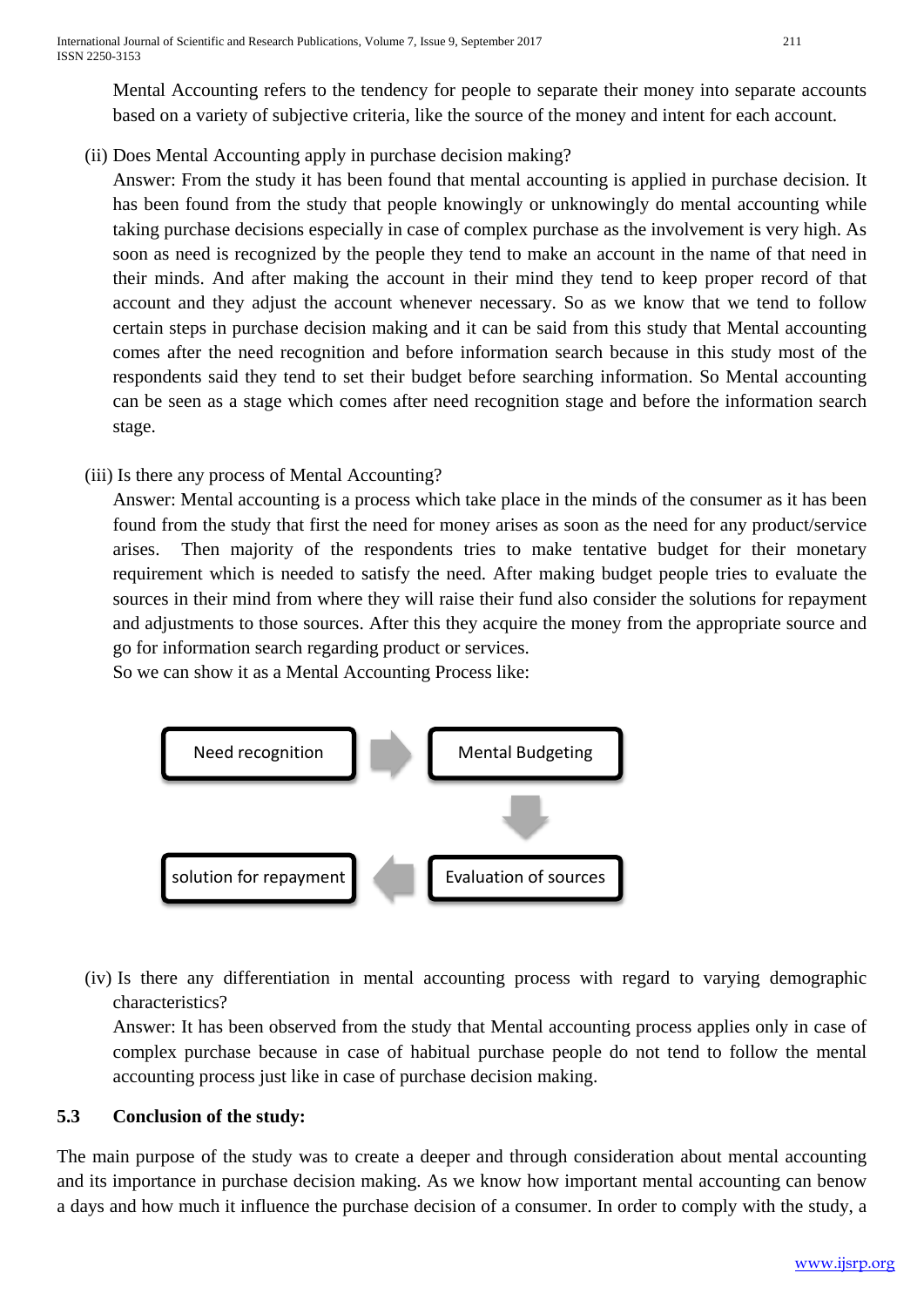Mental Accounting refers to the tendency for people to separate their money into separate accounts based on a variety of subjective criteria, like the source of the money and intent for each account.

(ii) Does Mental Accounting apply in purchase decision making?

Answer: From the study it has been found that mental accounting is applied in purchase decision. It has been found from the study that people knowingly or unknowingly do mental accounting while taking purchase decisions especially in case of complex purchase as the involvement is very high. As soon as need is recognized by the people they tend to make an account in the name of that need in their minds. And after making the account in their mind they tend to keep proper record of that account and they adjust the account whenever necessary. So as we know that we tend to follow certain steps in purchase decision making and it can be said from this study that Mental accounting comes after the need recognition and before information search because in this study most of the respondents said they tend to set their budget before searching information. So Mental accounting can be seen as a stage which comes after need recognition stage and before the information search stage.

(iii) Is there any process of Mental Accounting?

Answer: Mental accounting is a process which take place in the minds of the consumer as it has been found from the study that first the need for money arises as soon as the need for any product/service arises. Then majority of the respondents tries to make tentative budget for their monetary requirement which is needed to satisfy the need. After making budget people tries to evaluate the sources in their mind from where they will raise their fund also consider the solutions for repayment and adjustments to those sources. After this they acquire the money from the appropriate source and go for information search regarding product or services.

So we can show it as a Mental Accounting Process like:

Need recognition

Mental Budgeting

Evaluation of sources

solution for repayment

(iv) Is there any differentiation in mental accounting process with regard to varying demographic characteristics?

Answer: It has been observed from the study that Mental accounting process applies only in case of complex purchase because in case of habitual purchase people do not tend to follow the mental accounting process just like in case of purchase decision making.

### 5.3 Conclusion of the study:

The main purpose of the study was to create a deeper and through consideration about mental accounting and its importance in purchase decision making. As we know how important mental accounting can benow a days and how much it influence the purchase decision of a consumer. In order to comply with the study, a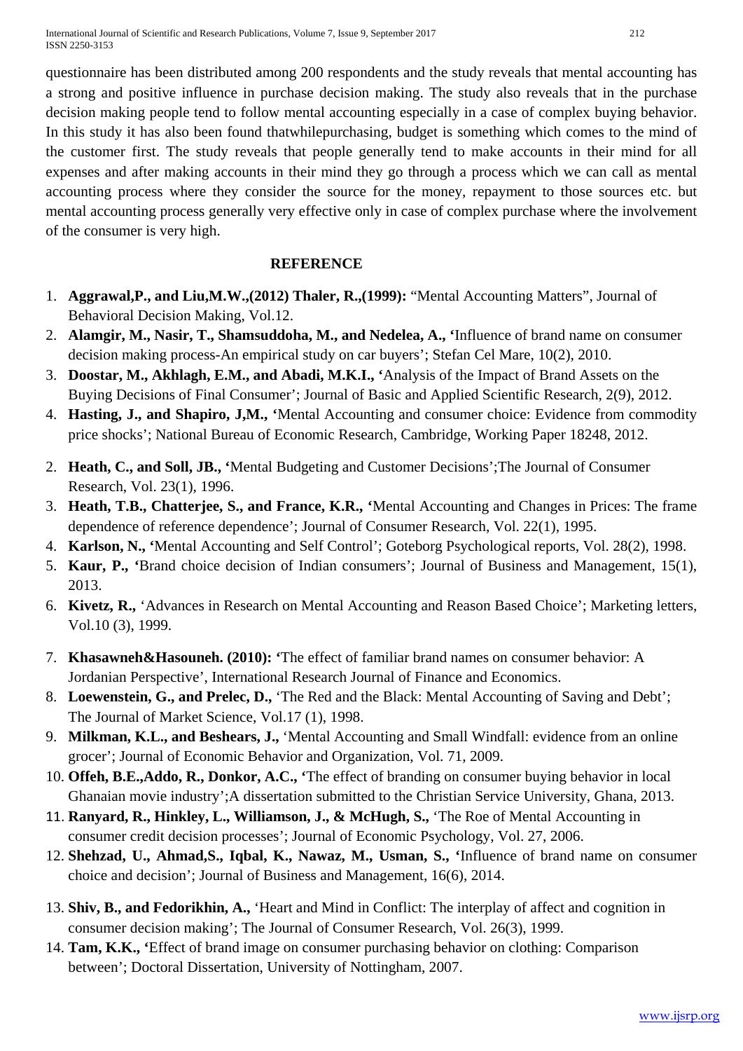questionnaire has been distributed among 200 respondents and the study reveals that mental accounting has a strong and positive influence in purchase decision making. The study also reveals that in the purchase decision making people tend to follow mental accounting especially in a case of complex buying behavior. In this study it has also been found thatwhilepurchasing, budget is something which comes to the mind of the customer first. The study reveals that people generally tend to make accounts in their mind for all expenses and after making accounts in their mind they go through a process which we can call as mental accounting process where they consider the source for the money, repayment to those sources etc. but mental accounting process generally very effective only in case of complex purchase where the involvement of the consumer is very high.

## REFERENCE

1. **Aggrawal,P., and Liu,M.W.,(2012) Thaler, R.,(1999):** "Mental Accounting Matters", Journal of Behavioral Decision Making, Vol.12.
2. **Alamgir, M., Nasir, T., Shamsuddoha, M., and Nedelea, A., '**Influence of brand name on consumer decision making process-An empirical study on car buyers'; Stefan Cel Mare, 10(2), 2010.
3. **Doostar, M., Akhlagh, E.M., and Abadi, M.K.I., '**Analysis of the Impact of Brand Assets on the Buying Decisions of Final Consumer'; Journal of Basic and Applied Scientific Research, 2(9), 2012.
4. **Hasting, J., and Shapiro, J,M., '**Mental Accounting and consumer choice: Evidence from commodity price shocks'; National Bureau of Economic Research, Cambridge, Working Paper 18248, 2012.

2. **Heath, C., and Soll, JB., '**Mental Budgeting and Customer Decisions';The Journal of Consumer Research, Vol. 23(1), 1996.
3. **Heath, T.B., Chatterjee, S., and France, K.R., '**Mental Accounting and Changes in Prices: The frame dependence of reference dependence'; Journal of Consumer Research, Vol. 22(1), 1995.
4. **Karlson, N., '**Mental Accounting and Self Control'; Goteborg Psychological reports, Vol. 28(2), 1998.
5. **Kaur, P., '**Brand choice decision of Indian consumers'; Journal of Business and Management, 15(1), 2013.
6. **Kivetz, R.,** 'Advances in Research on Mental Accounting and Reason Based Choice'; Marketing letters, Vol.10 (3), 1999.

7. **Khasawneh&Hasouneh. (2010): '**The effect of familiar brand names on consumer behavior: A Jordanian Perspective', International Research Journal of Finance and Economics.
8. **Loewenstein, G., and Prelec, D.,** 'The Red and the Black: Mental Accounting of Saving and Debt'; The Journal of Market Science, Vol.17 (1), 1998.
9. **Milkman, K.L., and Beshears, J.,** 'Mental Accounting and Small Windfall: evidence from an online grocer'; Journal of Economic Behavior and Organization, Vol. 71, 2009.
10. **Offeh, B.E.,Addo, R., Donkor, A.C., '**The effect of branding on consumer buying behavior in local Ghanaian movie industry';A dissertation submitted to the Christian Service University, Ghana, 2013.
11. **Ranyard, R., Hinkley, L., Williamson, J., & McHugh, S.,** 'The Roe of Mental Accounting in consumer credit decision processes'; Journal of Economic Psychology, Vol. 27, 2006.
12. **Shehzad, U., Ahmad,S., Iqbal, K., Nawaz, M., Usman, S., '**Influence of brand name on consumer choice and decision'; Journal of Business and Management, 16(6), 2014.

13. **Shiv, B., and Fedorikhin, A.,** 'Heart and Mind in Conflict: The interplay of affect and cognition in consumer decision making'; The Journal of Consumer Research, Vol. 26(3), 1999.
14. **Tam, K.K., '**Effect of brand image on consumer purchasing behavior on clothing: Comparison between'; Doctoral Dissertation, University of Nottingham, 2007.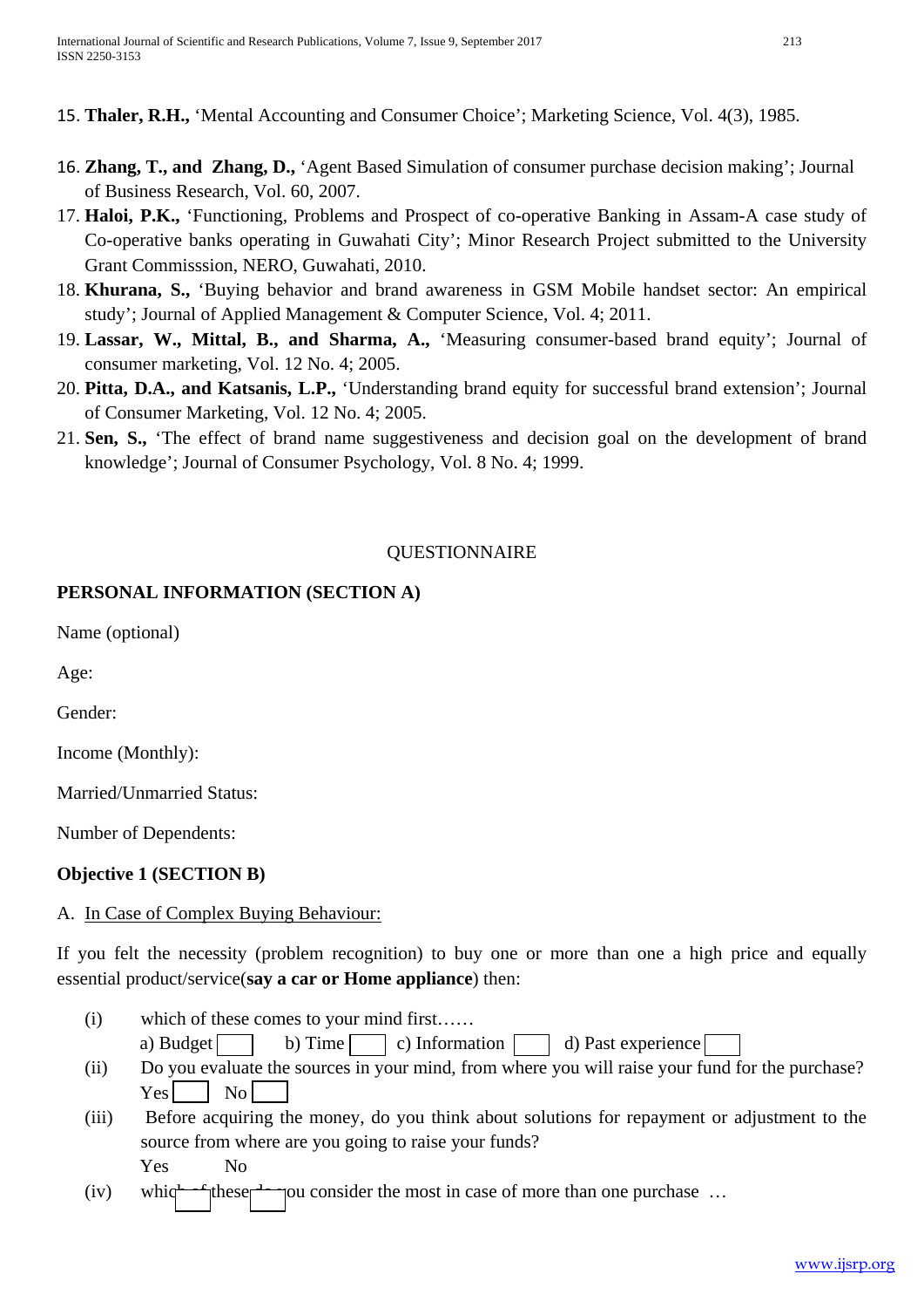15. **Thaler, R.H.,** 'Mental Accounting and Consumer Choice'; Marketing Science, Vol. 4(3), 1985.
16. **Zhang, T., and Zhang, D.,** 'Agent Based Simulation of consumer purchase decision making'; Journal of Business Research, Vol. 60, 2007.
17. **Haloi, P.K.,** 'Functioning, Problems and Prospect of co-operative Banking in Assam-A case study of Co-operative banks operating in Guwahati City'; Minor Research Project submitted to the University Grant Commisssion, NERO, Guwahati, 2010.
18. **Khurana, S.,** 'Buying behavior and brand awareness in GSM Mobile handset sector: An empirical study'; Journal of Applied Management & Computer Science, Vol. 4; 2011.
19. **Lassar, W., Mittal, B., and Sharma, A.,** 'Measuring consumer-based brand equity'; Journal of consumer marketing, Vol. 12 No. 4; 2005.
20. **Pitta, D.A., and Katsanis, L.P.,** 'Understanding brand equity for successful brand extension'; Journal of Consumer Marketing, Vol. 12 No. 4; 2005.
21. **Sen, S.,** 'The effect of brand name suggestiveness and decision goal on the development of brand knowledge'; Journal of Consumer Psychology, Vol. 8 No. 4; 1999.

QUESTIONNAIRE

**PERSONAL INFORMATION (SECTION A)**

Name (optional)

Age:

Gender:

Income (Monthly):

Married/Unmarried Status:

Number of Dependents:

**Objective 1 (SECTION B)**

A. In Case of Complex Buying Behaviour:

If you felt the necessity (problem recognition) to buy one or more than one a high price and equally essential product/service(**say a car or Home appliance**) then:

(i) which of these comes to your mind first……
a) Budget ☐ b) Time ☐ c) Information ☐ d) Past experience ☐

(ii) Do you evaluate the sources in your mind, from where you will raise your fund for the purchase?
Yes ☐ No ☐

(iii) Before acquiring the money, do you think about solutions for repayment or adjustment to the source from where are you going to raise your funds?
Yes ☐ No ☐

(iv) which of these do you consider the most in case of more than one purchase …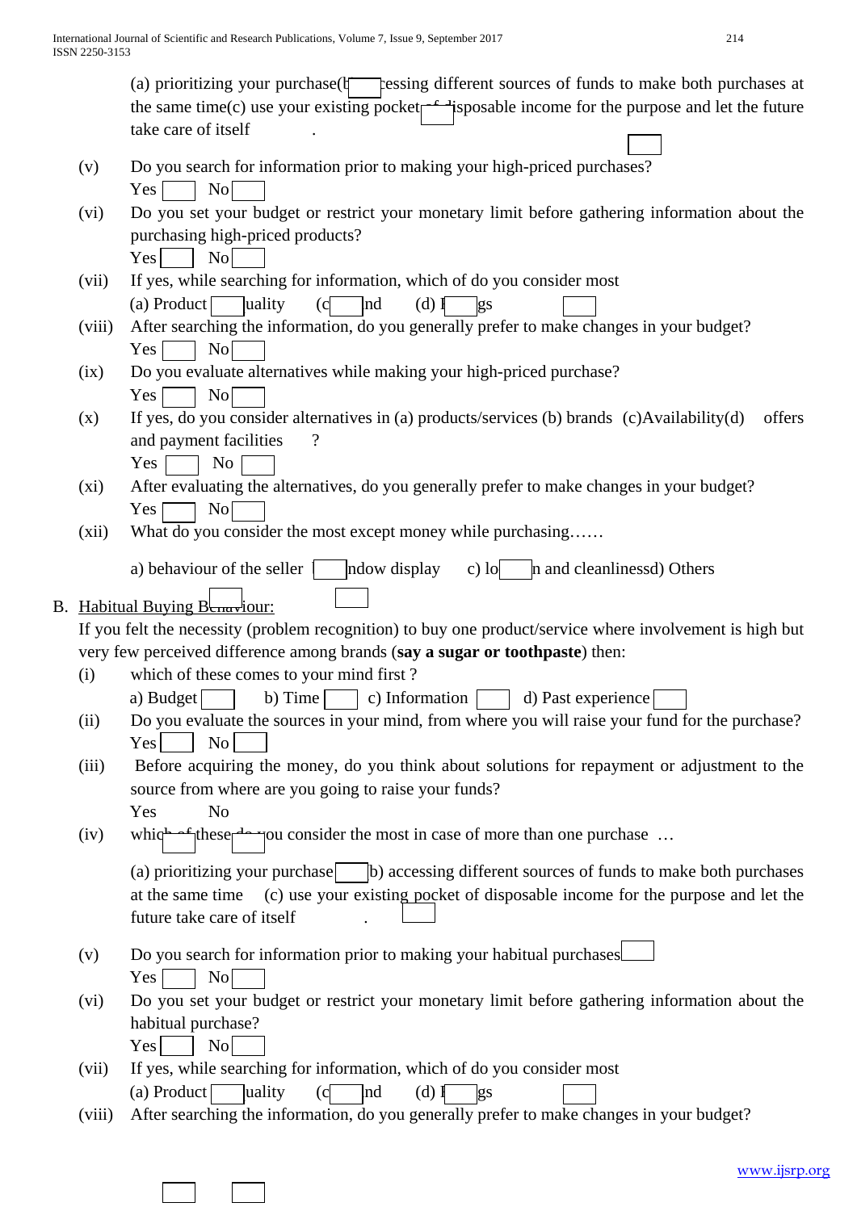(a) prioritizing your purchase(b) accessing different sources of funds to make both purchases at the same time(c) use your existing pocket of disposable income for the purpose and let the future take care of itself .

(v) Do you search for information prior to making your high-priced purchases?
Yes No

(vi) Do you set your budget or restrict your monetary limit before gathering information about the purchasing high-priced products?
Yes No

(vii) If yes, while searching for information, which of do you consider most
(a) Product uality (c nd (d) gs

(viii) After searching the information, do you generally prefer to make changes in your budget?
Yes No

(ix) Do you evaluate alternatives while making your high-priced purchase?
Yes No

(x) If yes, do you consider alternatives in (a) products/services (b) brands (c)Availability(d) offers and payment facilities ?
Yes No

(xi) After evaluating the alternatives, do you generally prefer to make changes in your budget?
Yes No

(xii) What do you consider the most except money while purchasing……

a) behaviour of the seller ndow display c) lo n and cleanlinessd) Others

B. Habitual Buying Behaviour:

If you felt the necessity (problem recognition) to buy one product/service where involvement is high but very few perceived difference among brands (**say a sugar or toothpaste**) then:

(i) which of these comes to your mind first ?
a) Budget b) Time c) Information d) Past experience

(ii) Do you evaluate the sources in your mind, from where you will raise your fund for the purchase?
Yes No

(iii) Before acquiring the money, do you think about solutions for repayment or adjustment to the source from where are you going to raise your funds?
Yes No

(iv) which of these do you consider the most in case of more than one purchase …

(a) prioritizing your purchase b) accessing different sources of funds to make both purchases at the same time (c) use your existing pocket of disposable income for the purpose and let the future take care of itself .

(v) Do you search for information prior to making your habitual purchases
Yes No

(vi) Do you set your budget or restrict your monetary limit before gathering information about the habitual purchase?
Yes No

(vii) If yes, while searching for information, which of do you consider most
(a) Product uality (c nd (d) gs

(viii) After searching the information, do you generally prefer to make changes in your budget?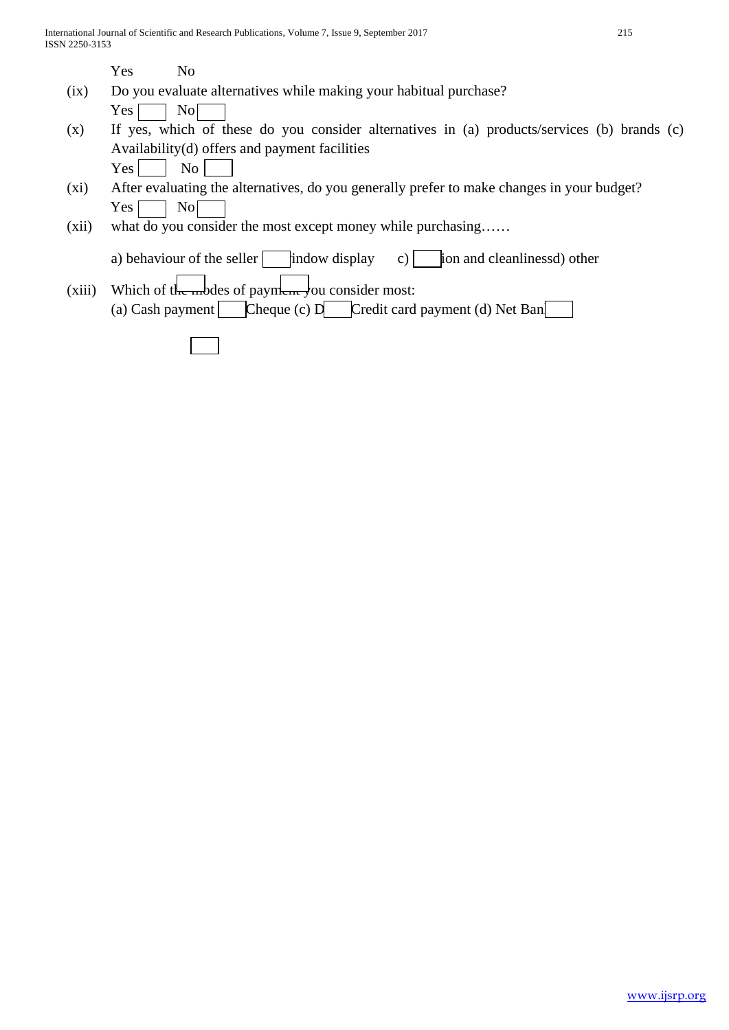Yes No

(ix) Do you evaluate alternatives while making your habitual purchase?

Yes ☐ No ☐

(x) If yes, which of these do you consider alternatives in (a) products/services (b) brands (c) Availability(d) offers and payment facilities

Yes ☐ No ☐

(xi) After evaluating the alternatives, do you generally prefer to make changes in your budget?

Yes ☐ No ☐

(xii) what do you consider the most except money while purchasing……

a) behaviour of the seller ☐ indow display c) ☐ ion and cleanlinessd) other

(xiii) Which of the modes of payment you consider most:

(a) Cash payment ☐ Cheque (c) D ☐ Credit card payment (d) Net Ban ☐